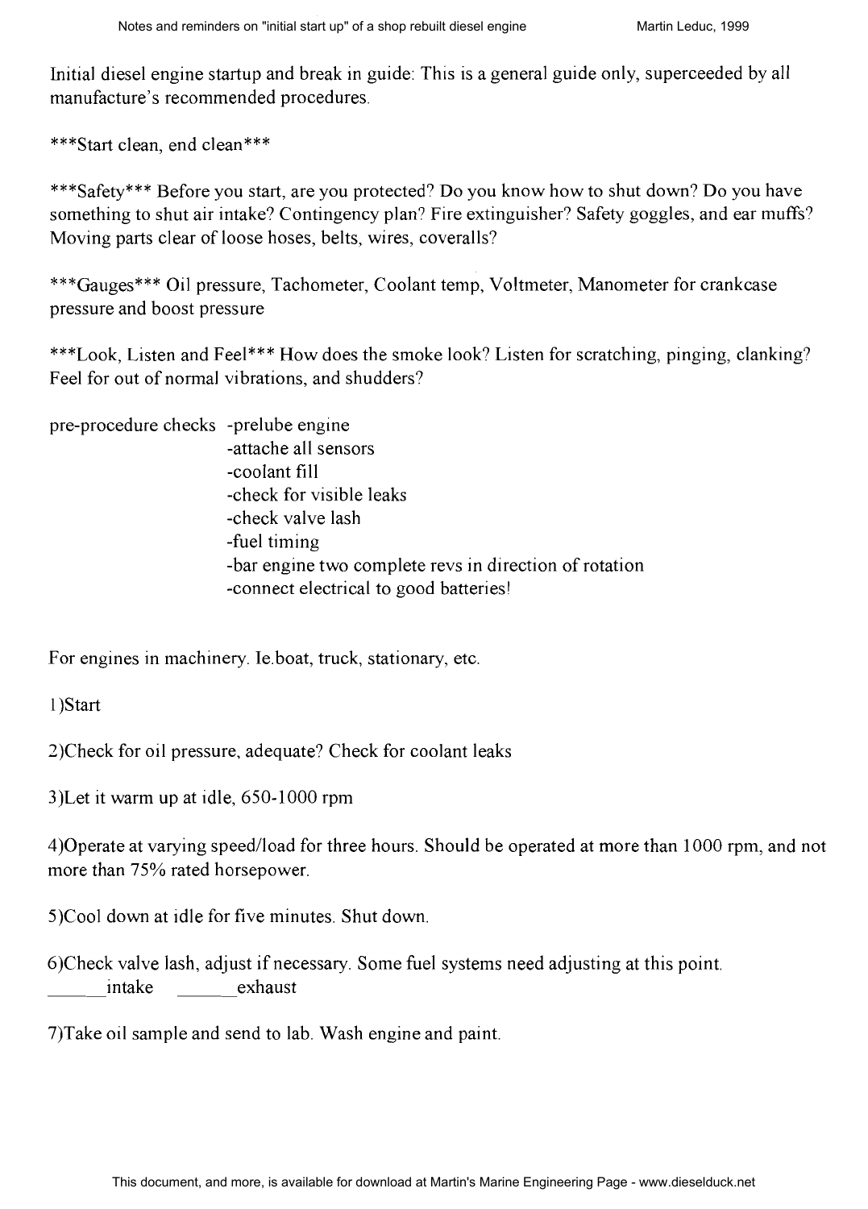Initial diesel engine startup and break in guide: This is a general guide only, superceeded by all manufacture's recommended procedures.

***Start clean, end clean***

***Safety*** Before you start, are you protected? Do you know how to shut down? Do you have something to shut air intake? Contingency plan? Fire extinguisher? Safety goggles, and ear muffs? Moving parts clear of loose hoses, belts, wires, coveralls?

***Gauges*** Oil pressure, Tachometer, Coolant temp, Voltmeter, Manometer for crankcase pressure and boost pressure

***Look, Listen and Feel*** How does the smoke look? Listen for scratching, pinging, clanking? Feel for out of normal vibrations, and shudders?

pre-procedure checks
- prelube engine
- attache all sensors
- coolant fill
- check for visible leaks
- check valve lash
- fuel timing
- bar engine two complete revs in direction of rotation
- connect electrical to good batteries!

For engines in machinery. Ie.boat, truck, stationary, etc.

1)Start

2)Check for oil pressure, adequate? Check for coolant leaks

3)Let it warm up at idle, 650-1000 rpm

4)Operate at varying speed/load for three hours. Should be operated at more than 1000 rpm, and not more than 75% rated horsepower.

5)Cool down at idle for five minutes. Shut down.

6)Check valve lash, adjust if necessary. Some fuel systems need adjusting at this point.
______intake ______exhaust

7)Take oil sample and send to lab. Wash engine and paint.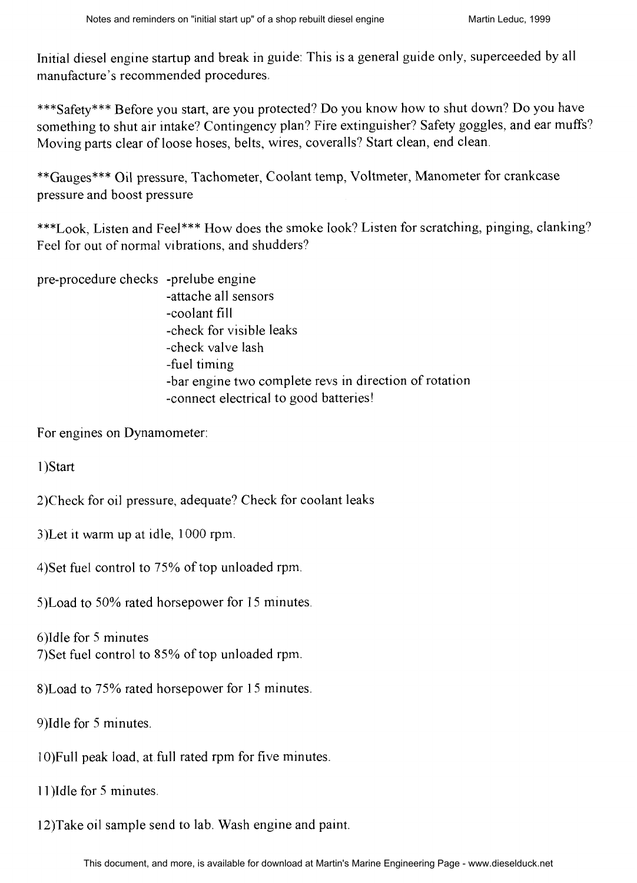Initial diesel engine startup and break in guide: This is a general guide only, superceeded by all manufacture's recommended procedures.

***Safety*** Before you start, are you protected? Do you know how to shut down? Do you have something to shut air intake? Contingency plan? Fire extinguisher? Safety goggles, and ear muffs? Moving parts clear of loose hoses, belts, wires, coveralls? Start clean, end clean.

**Gauges*** Oil pressure, Tachometer, Coolant temp, Voltmeter, Manometer for crankcase pressure and boost pressure

***Look, Listen and Feel*** How does the smoke look? Listen for scratching, pinging, clanking? Feel for out of normal vibrations, and shudders?

pre-procedure checks
- prelube engine
- attache all sensors
- coolant fill
- check for visible leaks
- check valve lash
- fuel timing
- bar engine two complete revs in direction of rotation
- connect electrical to good batteries!

For engines on Dynamometer:

1)Start

2)Check for oil pressure, adequate? Check for coolant leaks

3)Let it warm up at idle, 1000 rpm.

4)Set fuel control to 75% of top unloaded rpm.

5)Load to 50% rated horsepower for 15 minutes.

6)Idle for 5 minutes

7)Set fuel control to 85% of top unloaded rpm.

8)Load to 75% rated horsepower for 15 minutes.

9)Idle for 5 minutes.

10)Full peak load, at full rated rpm for five minutes.

11)Idle for 5 minutes.

12)Take oil sample send to lab. Wash engine and paint.